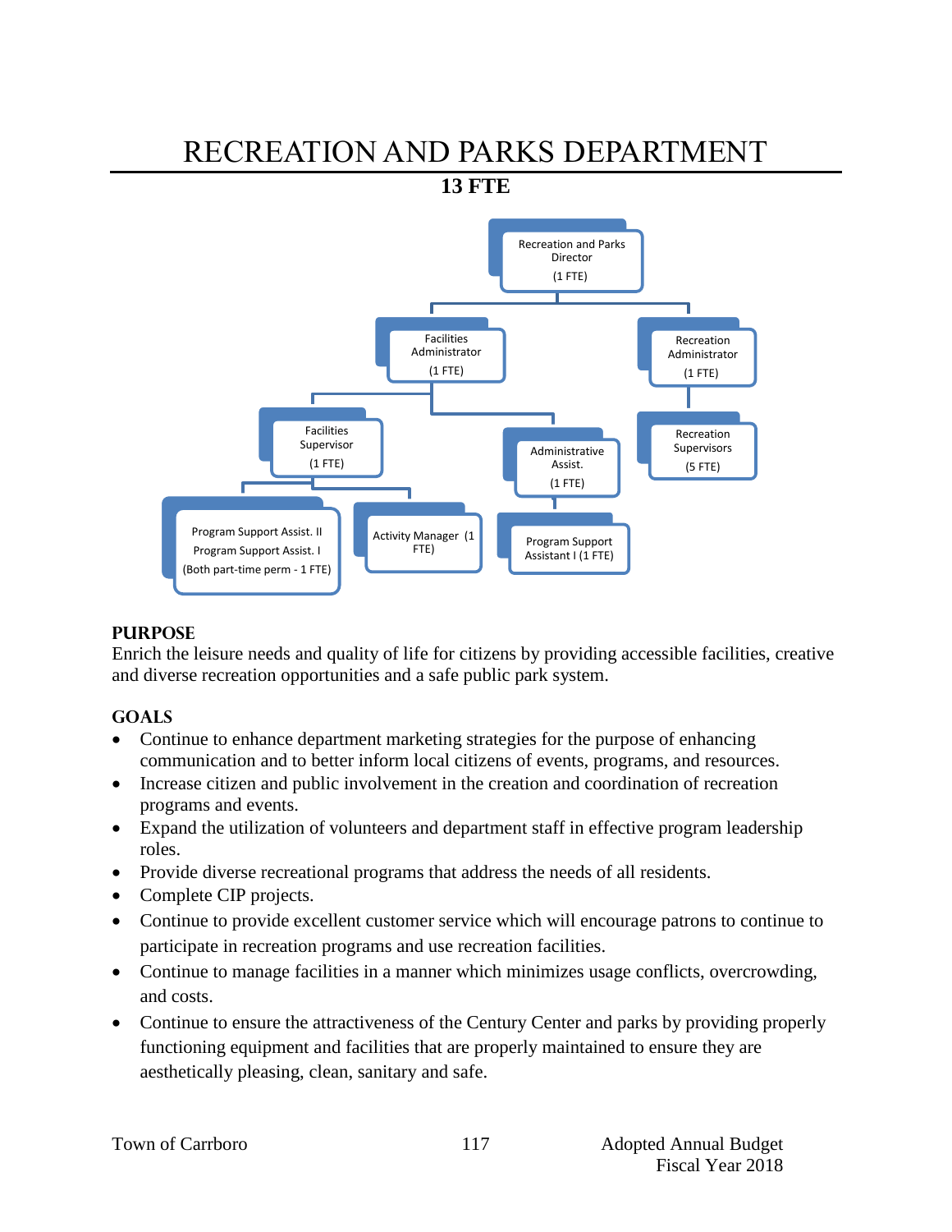# RECREATION AND PARKS DEPARTMENT

**13 FTE**

- Recreation and Parks Director (1 FTE)
  - Facilities Administrator (1 FTE)
    - Facilities Supervisor (1 FTE)
      - Program Support Assist. II, Program Support Assist. I (Both part-time perm - 1 FTE)
      - Activity Manager (1 FTE)
    - Administrative Assist. (1 FTE)
      - Program Support Assistant I (1 FTE)
  - Recreation Administrator (1 FTE)
    - Recreation Supervisors (5 FTE)

## PURPOSE

Enrich the leisure needs and quality of life for citizens by providing accessible facilities, creative and diverse recreation opportunities and a safe public park system.

## GOALS

- Continue to enhance department marketing strategies for the purpose of enhancing communication and to better inform local citizens of events, programs, and resources.
- Increase citizen and public involvement in the creation and coordination of recreation programs and events.
- Expand the utilization of volunteers and department staff in effective program leadership roles.
- Provide diverse recreational programs that address the needs of all residents.
- Complete CIP projects.
- Continue to provide excellent customer service which will encourage patrons to continue to participate in recreation programs and use recreation facilities.
- Continue to manage facilities in a manner which minimizes usage conflicts, overcrowding, and costs.
- Continue to ensure the attractiveness of the Century Center and parks by providing properly functioning equipment and facilities that are properly maintained to ensure they are aesthetically pleasing, clean, sanitary and safe.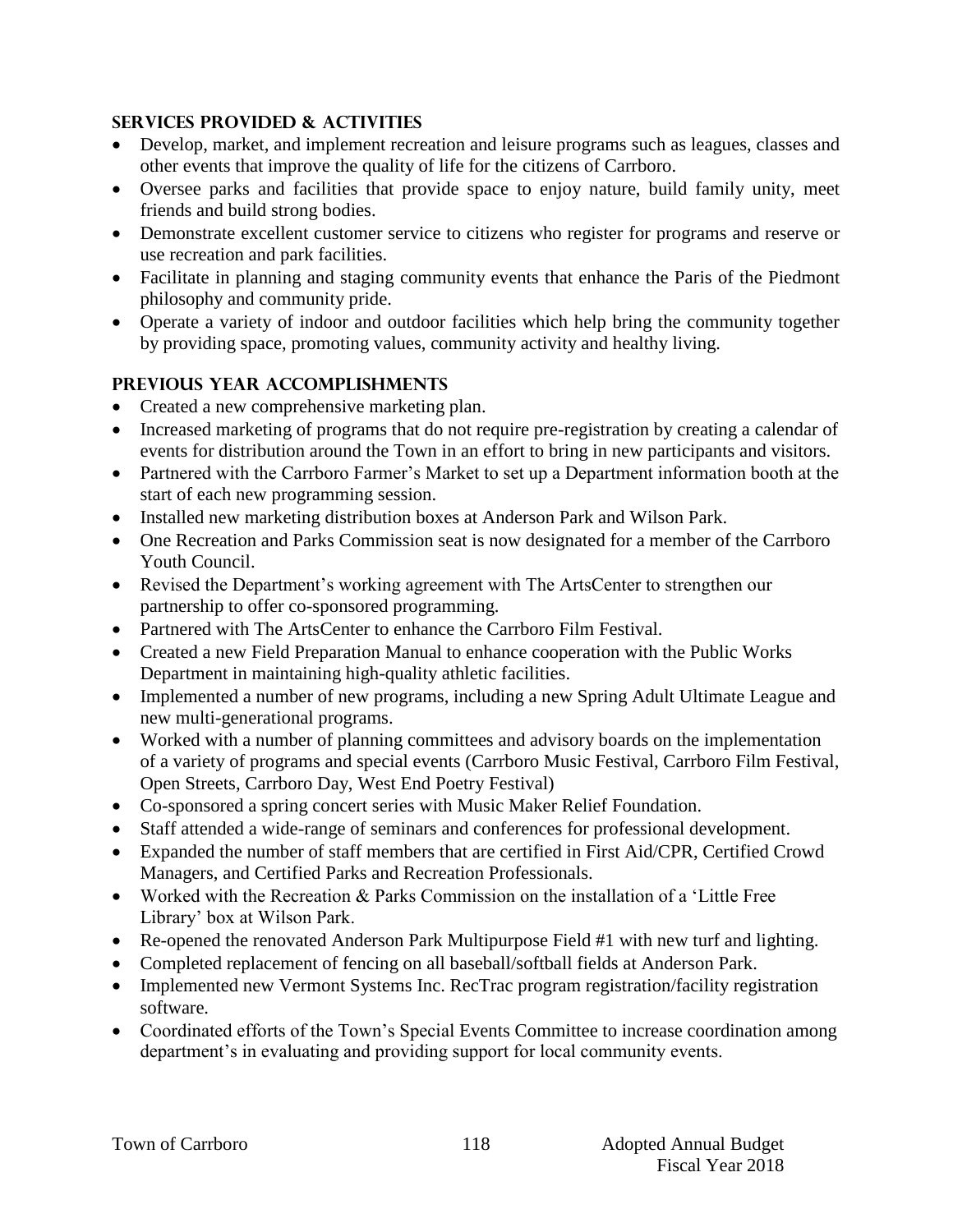## Services Provided & Activities

- Develop, market, and implement recreation and leisure programs such as leagues, classes and other events that improve the quality of life for the citizens of Carrboro.
- Oversee parks and facilities that provide space to enjoy nature, build family unity, meet friends and build strong bodies.
- Demonstrate excellent customer service to citizens who register for programs and reserve or use recreation and park facilities.
- Facilitate in planning and staging community events that enhance the Paris of the Piedmont philosophy and community pride.
- Operate a variety of indoor and outdoor facilities which help bring the community together by providing space, promoting values, community activity and healthy living.

## Previous Year Accomplishments

- Created a new comprehensive marketing plan.
- Increased marketing of programs that do not require pre-registration by creating a calendar of events for distribution around the Town in an effort to bring in new participants and visitors.
- Partnered with the Carrboro Farmer's Market to set up a Department information booth at the start of each new programming session.
- Installed new marketing distribution boxes at Anderson Park and Wilson Park.
- One Recreation and Parks Commission seat is now designated for a member of the Carrboro Youth Council.
- Revised the Department's working agreement with The ArtsCenter to strengthen our partnership to offer co-sponsored programming.
- Partnered with The ArtsCenter to enhance the Carrboro Film Festival.
- Created a new Field Preparation Manual to enhance cooperation with the Public Works Department in maintaining high-quality athletic facilities.
- Implemented a number of new programs, including a new Spring Adult Ultimate League and new multi-generational programs.
- Worked with a number of planning committees and advisory boards on the implementation of a variety of programs and special events (Carrboro Music Festival, Carrboro Film Festival, Open Streets, Carrboro Day, West End Poetry Festival)
- Co-sponsored a spring concert series with Music Maker Relief Foundation.
- Staff attended a wide-range of seminars and conferences for professional development.
- Expanded the number of staff members that are certified in First Aid/CPR, Certified Crowd Managers, and Certified Parks and Recreation Professionals.
- Worked with the Recreation & Parks Commission on the installation of a 'Little Free Library' box at Wilson Park.
- Re-opened the renovated Anderson Park Multipurpose Field #1 with new turf and lighting.
- Completed replacement of fencing on all baseball/softball fields at Anderson Park.
- Implemented new Vermont Systems Inc. RecTrac program registration/facility registration software.
- Coordinated efforts of the Town's Special Events Committee to increase coordination among department's in evaluating and providing support for local community events.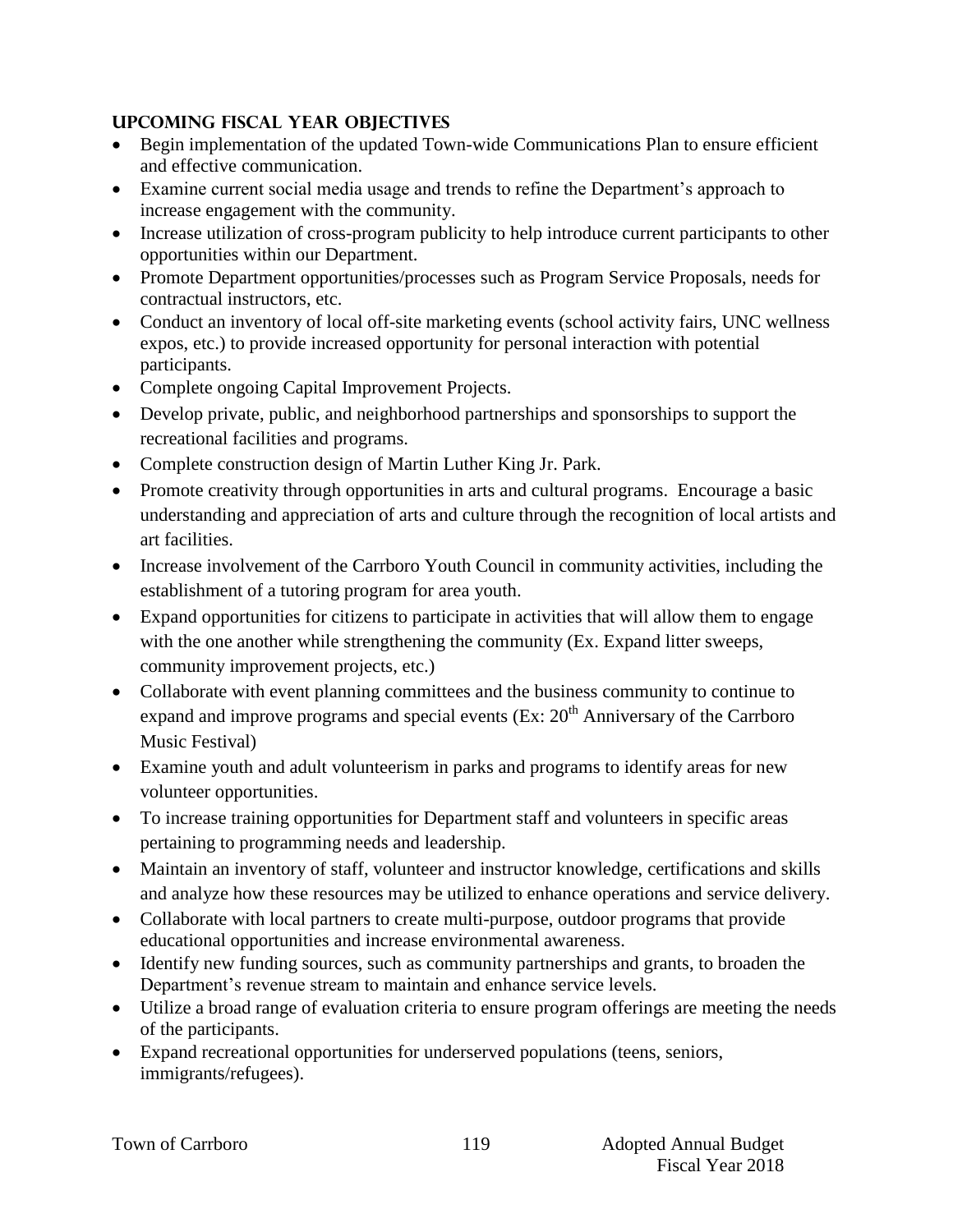## Upcoming Fiscal Year Objectives

- Begin implementation of the updated Town-wide Communications Plan to ensure efficient and effective communication.
- Examine current social media usage and trends to refine the Department's approach to increase engagement with the community.
- Increase utilization of cross-program publicity to help introduce current participants to other opportunities within our Department.
- Promote Department opportunities/processes such as Program Service Proposals, needs for contractual instructors, etc.
- Conduct an inventory of local off-site marketing events (school activity fairs, UNC wellness expos, etc.) to provide increased opportunity for personal interaction with potential participants.
- Complete ongoing Capital Improvement Projects.
- Develop private, public, and neighborhood partnerships and sponsorships to support the recreational facilities and programs.
- Complete construction design of Martin Luther King Jr. Park.
- Promote creativity through opportunities in arts and cultural programs. Encourage a basic understanding and appreciation of arts and culture through the recognition of local artists and art facilities.
- Increase involvement of the Carrboro Youth Council in community activities, including the establishment of a tutoring program for area youth.
- Expand opportunities for citizens to participate in activities that will allow them to engage with the one another while strengthening the community (Ex. Expand litter sweeps, community improvement projects, etc.)
- Collaborate with event planning committees and the business community to continue to expand and improve programs and special events (Ex: 20th Anniversary of the Carrboro Music Festival)
- Examine youth and adult volunteerism in parks and programs to identify areas for new volunteer opportunities.
- To increase training opportunities for Department staff and volunteers in specific areas pertaining to programming needs and leadership.
- Maintain an inventory of staff, volunteer and instructor knowledge, certifications and skills and analyze how these resources may be utilized to enhance operations and service delivery.
- Collaborate with local partners to create multi-purpose, outdoor programs that provide educational opportunities and increase environmental awareness.
- Identify new funding sources, such as community partnerships and grants, to broaden the Department's revenue stream to maintain and enhance service levels.
- Utilize a broad range of evaluation criteria to ensure program offerings are meeting the needs of the participants.
- Expand recreational opportunities for underserved populations (teens, seniors, immigrants/refugees).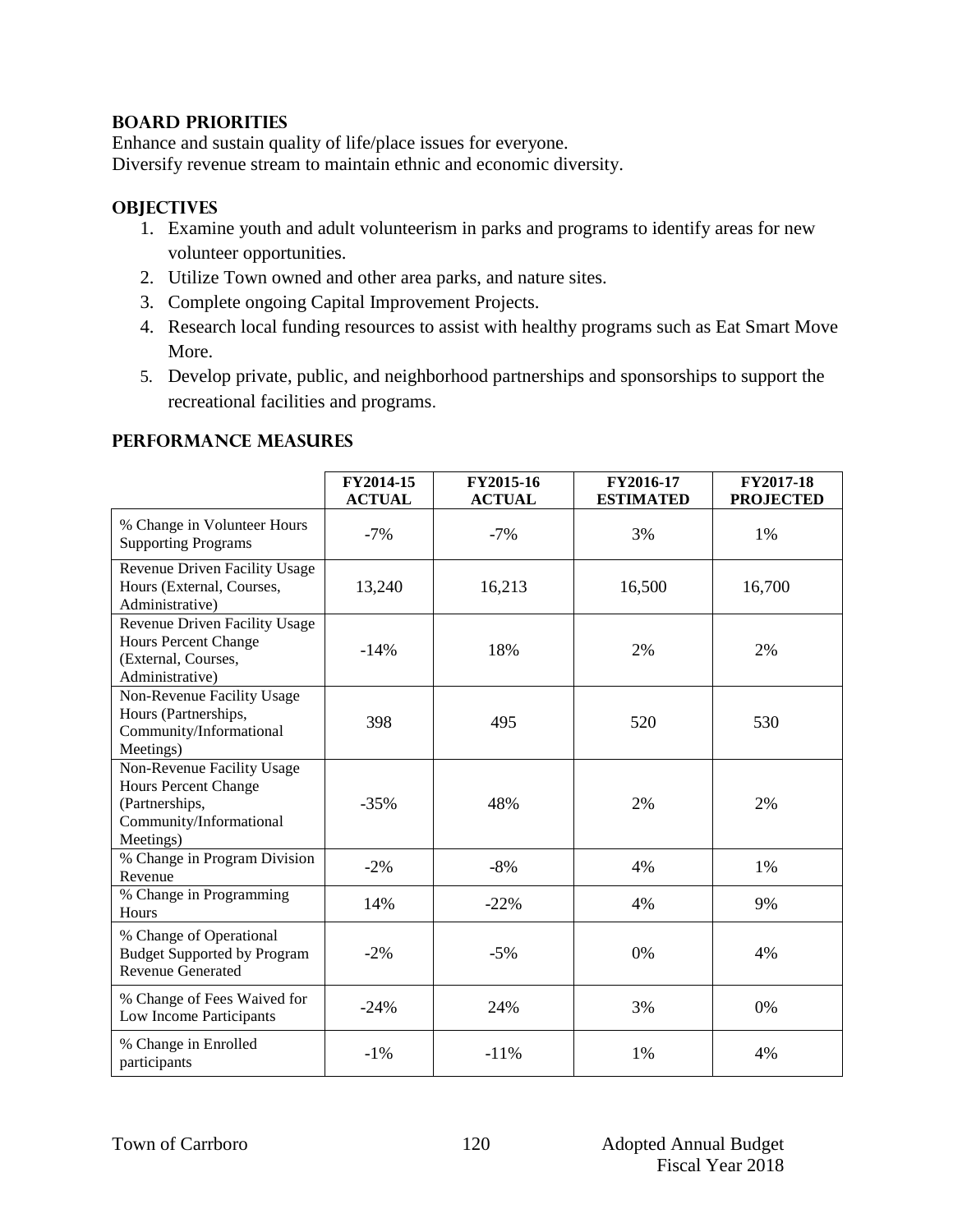## BOARD PRIORITIES

Enhance and sustain quality of life/place issues for everyone.
Diversify revenue stream to maintain ethnic and economic diversity.

## OBJECTIVES

1. Examine youth and adult volunteerism in parks and programs to identify areas for new volunteer opportunities.
2. Utilize Town owned and other area parks, and nature sites.
3. Complete ongoing Capital Improvement Projects.
4. Research local funding resources to assist with healthy programs such as Eat Smart Move More.
5. Develop private, public, and neighborhood partnerships and sponsorships to support the recreational facilities and programs.

## PERFORMANCE MEASURES

| | FY2014-15 ACTUAL | FY2015-16 ACTUAL | FY2016-17 ESTIMATED | FY2017-18 PROJECTED |
|---|---|---|---|---|
| % Change in Volunteer Hours Supporting Programs | -7% | -7% | 3% | 1% |
| Revenue Driven Facility Usage Hours (External, Courses, Administrative) | 13,240 | 16,213 | 16,500 | 16,700 |
| Revenue Driven Facility Usage Hours Percent Change (External, Courses, Administrative) | -14% | 18% | 2% | 2% |
| Non-Revenue Facility Usage Hours (Partnerships, Community/Informational Meetings) | 398 | 495 | 520 | 530 |
| Non-Revenue Facility Usage Hours Percent Change (Partnerships, Community/Informational Meetings) | -35% | 48% | 2% | 2% |
| % Change in Program Division Revenue | -2% | -8% | 4% | 1% |
| % Change in Programming Hours | 14% | -22% | 4% | 9% |
| % Change of Operational Budget Supported by Program Revenue Generated | -2% | -5% | 0% | 4% |
| % Change of Fees Waived for Low Income Participants | -24% | 24% | 3% | 0% |
| % Change in Enrolled participants | -1% | -11% | 1% | 4% |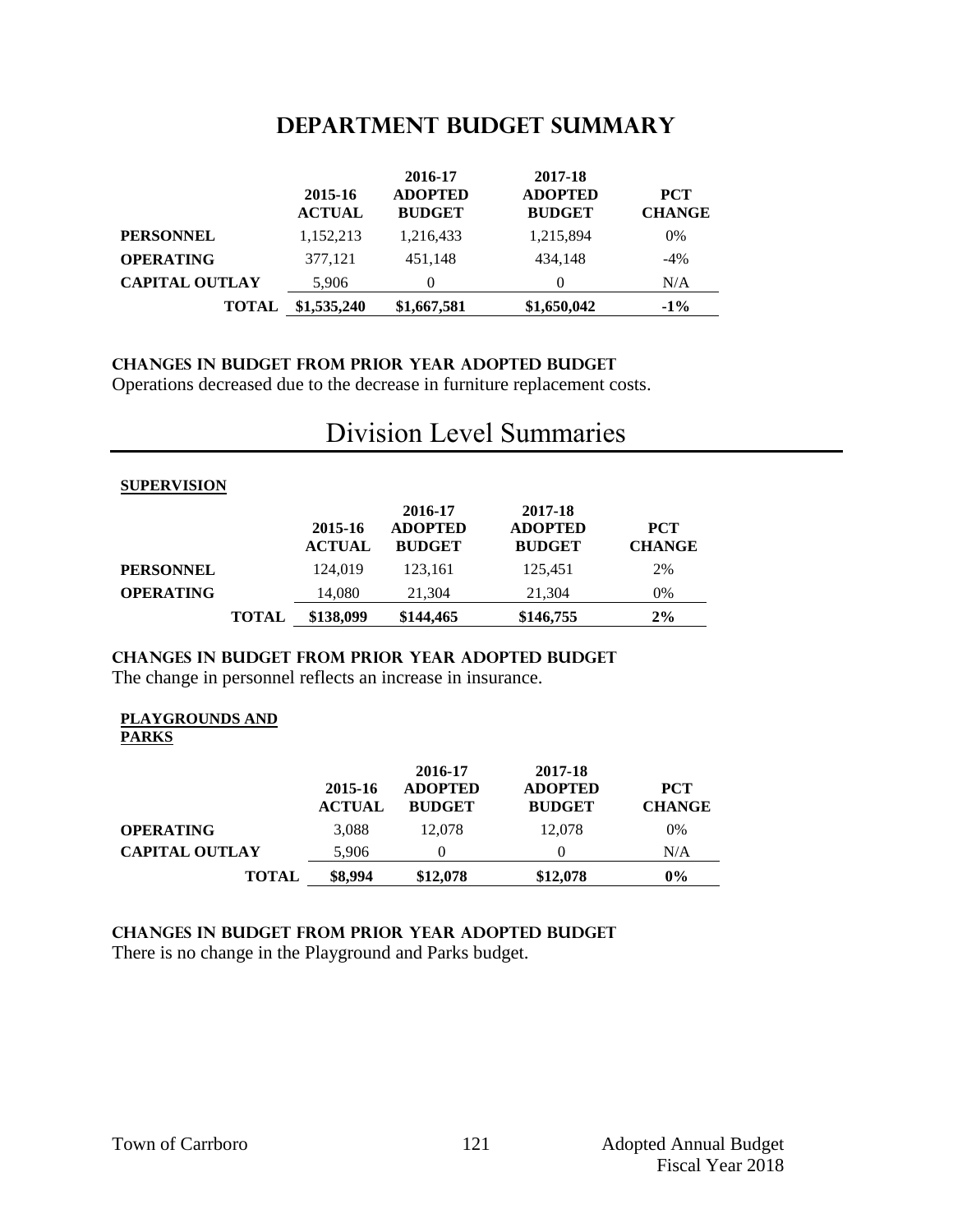## DEPARTMENT BUDGET SUMMARY

| | 2015-16 ACTUAL | 2016-17 ADOPTED BUDGET | 2017-18 ADOPTED BUDGET | PCT CHANGE |
|---|---|---|---|---|
| **PERSONNEL** | 1,152,213 | 1,216,433 | 1,215,894 | 0% |
| **OPERATING** | 377,121 | 451,148 | 434,148 | -4% |
| **CAPITAL OUTLAY** | 5,906 | 0 | 0 | N/A |
| **TOTAL** | **$1,535,240** | **$1,667,581** | **$1,650,042** | **-1%** |

**CHANGES IN BUDGET FROM PRIOR YEAR ADOPTED BUDGET**

Operations decreased due to the decrease in furniture replacement costs.

# Division Level Summaries

**SUPERVISION**

| | 2015-16 ACTUAL | 2016-17 ADOPTED BUDGET | 2017-18 ADOPTED BUDGET | PCT CHANGE |
|---|---|---|---|---|
| **PERSONNEL** | 124,019 | 123,161 | 125,451 | 2% |
| **OPERATING** | 14,080 | 21,304 | 21,304 | 0% |
| **TOTAL** | **$138,099** | **$144,465** | **$146,755** | **2%** |

**CHANGES IN BUDGET FROM PRIOR YEAR ADOPTED BUDGET**

The change in personnel reflects an increase in insurance.

**PLAYGROUNDS AND PARKS**

| | 2015-16 ACTUAL | 2016-17 ADOPTED BUDGET | 2017-18 ADOPTED BUDGET | PCT CHANGE |
|---|---|---|---|---|
| **OPERATING** | 3,088 | 12,078 | 12,078 | 0% |
| **CAPITAL OUTLAY** | 5,906 | 0 | 0 | N/A |
| **TOTAL** | **$8,994** | **$12,078** | **$12,078** | **0%** |

**CHANGES IN BUDGET FROM PRIOR YEAR ADOPTED BUDGET**

There is no change in the Playground and Parks budget.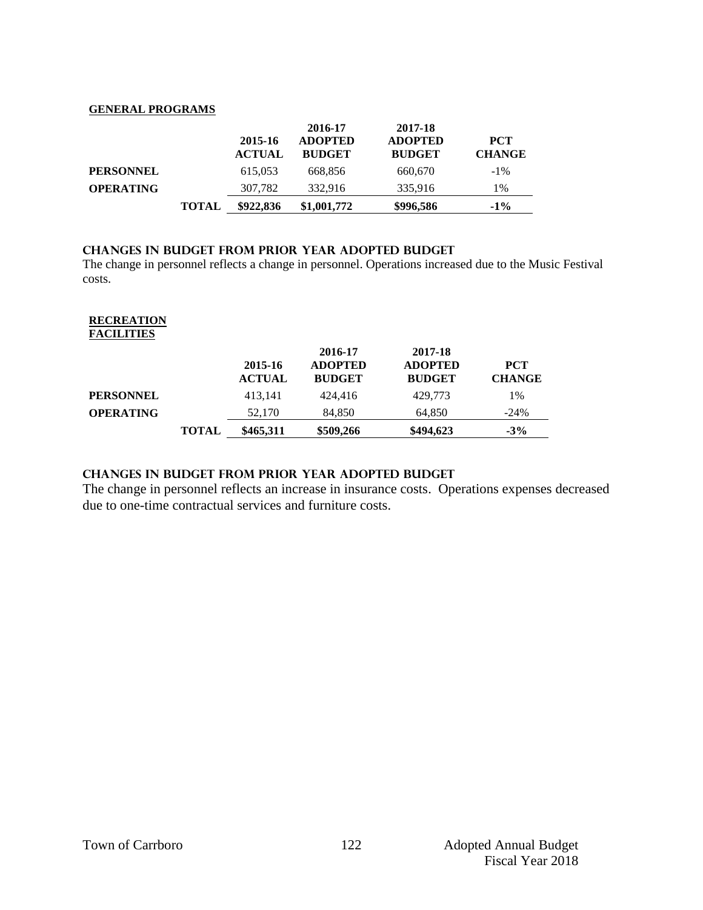**GENERAL PROGRAMS**

| | | 2015-16 ACTUAL | 2016-17 ADOPTED BUDGET | 2017-18 ADOPTED BUDGET | PCT CHANGE |
|---|---|---|---|---|---|
| **PERSONNEL** | | 615,053 | 668,856 | 660,670 | -1% |
| **OPERATING** | | 307,782 | 332,916 | 335,916 | 1% |
| | **TOTAL** | **$922,836** | **$1,001,772** | **$996,586** | **-1%** |

### CHANGES IN BUDGET FROM PRIOR YEAR ADOPTED BUDGET

The change in personnel reflects a change in personnel. Operations increased due to the Music Festival costs.

**RECREATION FACILITIES**

| | | 2015-16 ACTUAL | 2016-17 ADOPTED BUDGET | 2017-18 ADOPTED BUDGET | PCT CHANGE |
|---|---|---|---|---|---|
| **PERSONNEL** | | 413,141 | 424,416 | 429,773 | 1% |
| **OPERATING** | | 52,170 | 84,850 | 64,850 | -24% |
| | **TOTAL** | **$465,311** | **$509,266** | **$494,623** | **-3%** |

### CHANGES IN BUDGET FROM PRIOR YEAR ADOPTED BUDGET

The change in personnel reflects an increase in insurance costs. Operations expenses decreased due to one-time contractual services and furniture costs.